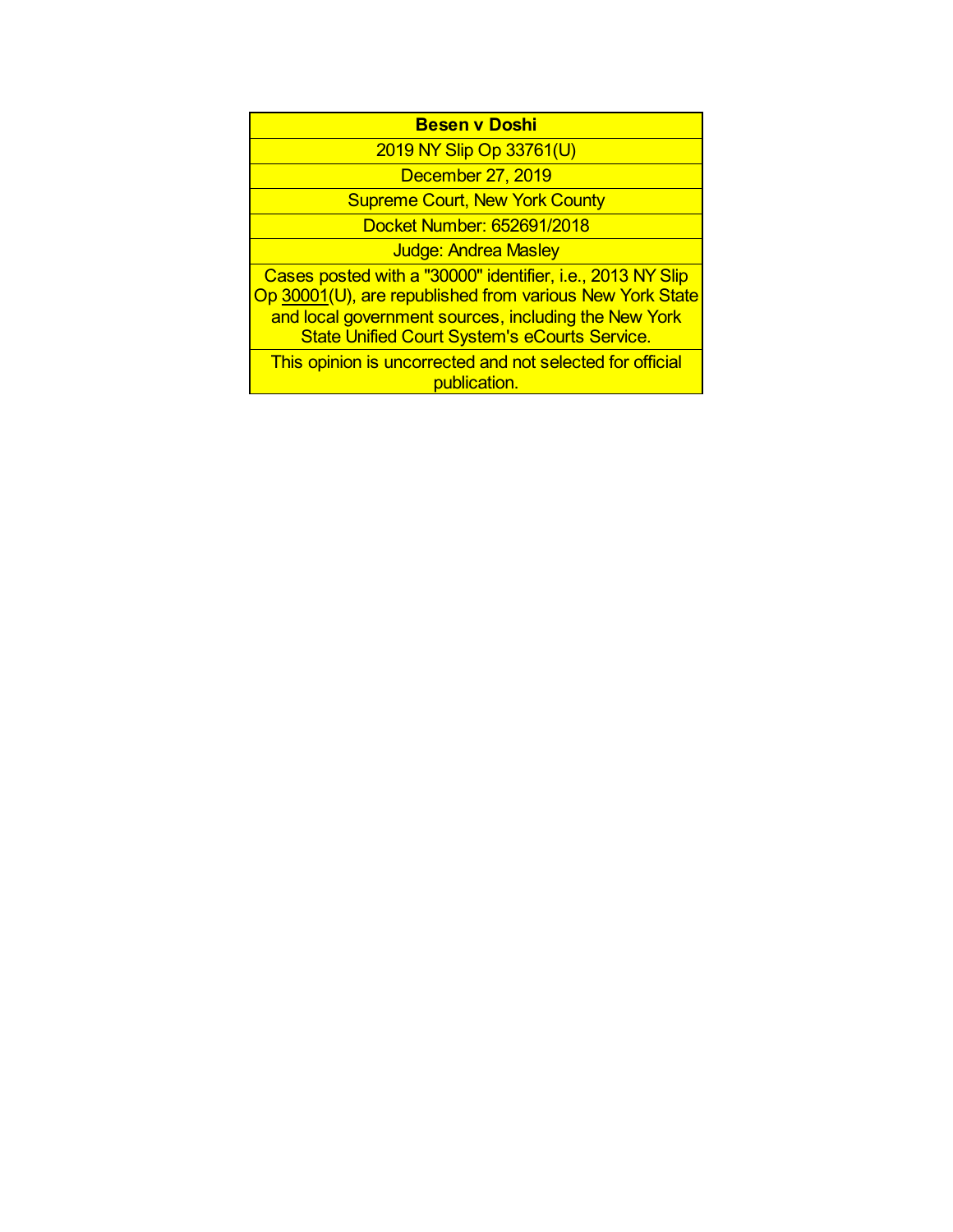| **Besen v Doshi** |
| --- |
| 2019 NY Slip Op 33761(U) |
| December 27, 2019 |
| Supreme Court, New York County |
| Docket Number: 652691/2018 |
| Judge: Andrea Masley |
| Cases posted with a "30000" identifier, i.e., 2013 NY Slip Op 30001(U), are republished from various New York State and local government sources, including the New York State Unified Court System's eCourts Service. |
| This opinion is uncorrected and not selected for official publication. |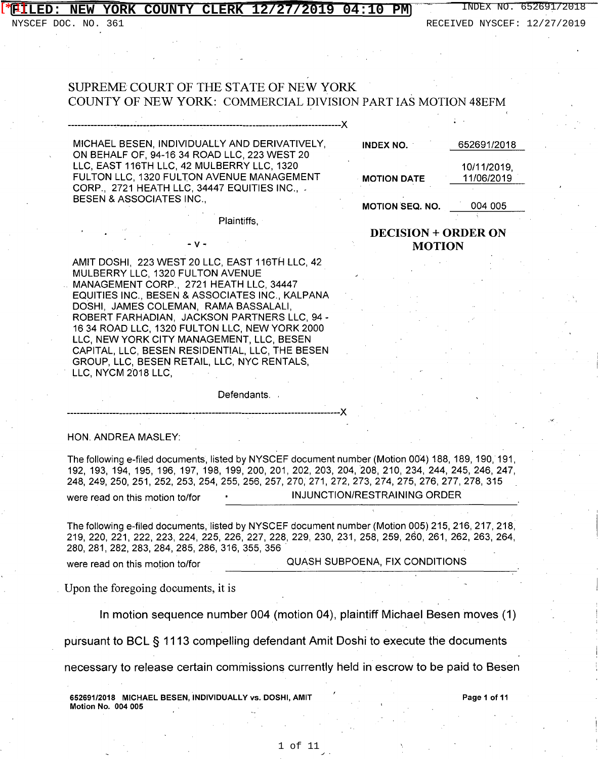SUPREME COURT OF THE STATE OF NEW YORK
COUNTY OF NEW YORK: COMMERCIAL DIVISION PART IAS MOTION 48EFM

---

MICHAEL BESEN, INDIVIDUALLY AND DERIVATIVELY, ON BEHALF OF, 94-16 34 ROAD LLC, 223 WEST 20 LLC, EAST 116TH LLC, 42 MULBERRY LLC, 1320 FULTON LLC, 1320 FULTON AVENUE MANAGEMENT CORP., 2721 HEATH LLC, 34447 EQUITIES INC., BESEN & ASSOCIATES INC.,

Plaintiffs,

- v -

AMIT DOSHI, 223 WEST 20 LLC, EAST 116TH LLC, 42 MULBERRY LLC, 1320 FULTON AVENUE MANAGEMENT CORP., 2721 HEATH LLC, 34447 EQUITIES INC., BESEN & ASSOCIATES INC., KALPANA DOSHI, JAMES COLEMAN, RAMA BASSALALI, ROBERT FARHADIAN, JACKSON PARTNERS LLC, 94 - 16 34 ROAD LLC, 1320 FULTON LLC, NEW YORK 2000 LLC, NEW YORK CITY MANAGEMENT, LLC, BESEN CAPITAL, LLC, BESEN RESIDENTIAL, LLC, THE BESEN GROUP, LLC, BESEN RETAIL, LLC, NYC RENTALS, LLC, NYCM 2018 LLC,

Defendants.

---

| | |
|---|---|
| INDEX NO. | 652691/2018 |
| MOTION DATE | 10/11/2019, 11/06/2019 |
| MOTION SEQ. NO. | 004 005 |

**DECISION + ORDER ON MOTION**

HON. ANDREA MASLEY:

The following e-filed documents, listed by NYSCEF document number (Motion 004) 188, 189, 190, 191, 192, 193, 194, 195, 196, 197, 198, 199, 200, 201, 202, 203, 204, 208, 210, 234, 244, 245, 246, 247, 248, 249, 250, 251, 252, 253, 254, 255, 256, 257, 270, 271, 272, 273, 274, 275, 276, 277, 278, 315

were read on this motion to/for INJUNCTION/RESTRAINING ORDER

The following e-filed documents, listed by NYSCEF document number (Motion 005) 215, 216, 217, 218, 219, 220, 221, 222, 223, 224, 225, 226, 227, 228, 229, 230, 231, 258, 259, 260, 261, 262, 263, 264, 280, 281, 282, 283, 284, 285, 286, 316, 355, 356

were read on this motion to/for QUASH SUBPOENA, FIX CONDITIONS

Upon the foregoing documents, it is

In motion sequence number 004 (motion 04), plaintiff Michael Besen moves (1) pursuant to BCL § 1113 compelling defendant Amit Doshi to execute the documents necessary to release certain commissions currently held in escrow to be paid to Besen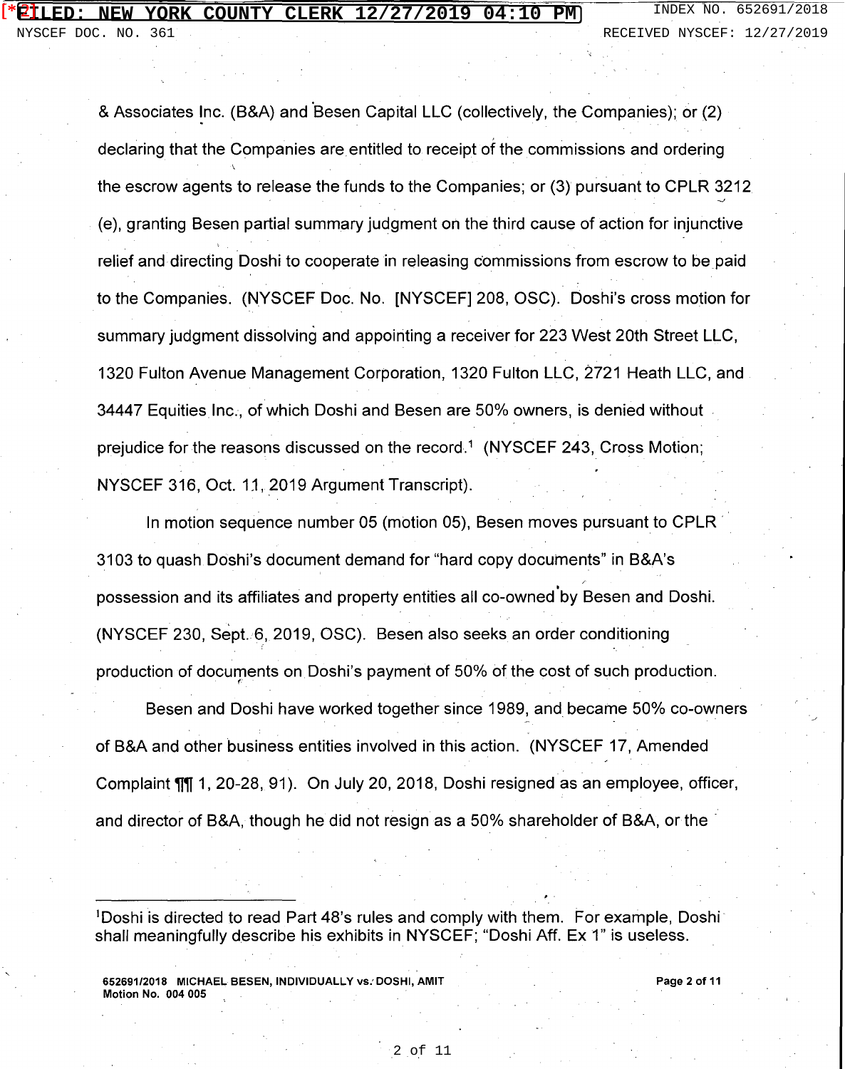& Associates Inc. (B&A) and Besen Capital LLC (collectively, the Companies); or (2) declaring that the Companies are entitled to receipt of the commissions and ordering the escrow agents to release the funds to the Companies; or (3) pursuant to CPLR 3212 (e), granting Besen partial summary judgment on the third cause of action for injunctive relief and directing Doshi to cooperate in releasing commissions from escrow to be paid to the Companies. (NYSCEF Doc. No. [NYSCEF] 208, OSC). Doshi's cross motion for summary judgment dissolving and appointing a receiver for 223 West 20th Street LLC, 1320 Fulton Avenue Management Corporation, 1320 Fulton LLC, 2721 Heath LLC, and 34447 Equities Inc., of which Doshi and Besen are 50% owners, is denied without prejudice for the reasons discussed on the record.[1] (NYSCEF 243, Cross Motion; NYSCEF 316, Oct. 11, 2019 Argument Transcript).

In motion sequence number 05 (motion 05), Besen moves pursuant to CPLR 3103 to quash Doshi's document demand for "hard copy documents" in B&A's possession and its affiliates and property entities all co-owned by Besen and Doshi. (NYSCEF 230, Sept. 6, 2019, OSC). Besen also seeks an order conditioning production of documents on Doshi's payment of 50% of the cost of such production.

Besen and Doshi have worked together since 1989, and became 50% co-owners of B&A and other business entities involved in this action. (NYSCEF 17, Amended Complaint ¶¶ 1, 20-28, 91). On July 20, 2018, Doshi resigned as an employee, officer, and director of B&A, though he did not resign as a 50% shareholder of B&A, or the

[1]Doshi is directed to read Part 48's rules and comply with them. For example, Doshi shall meaningfully describe his exhibits in NYSCEF; "Doshi Aff. Ex 1" is useless.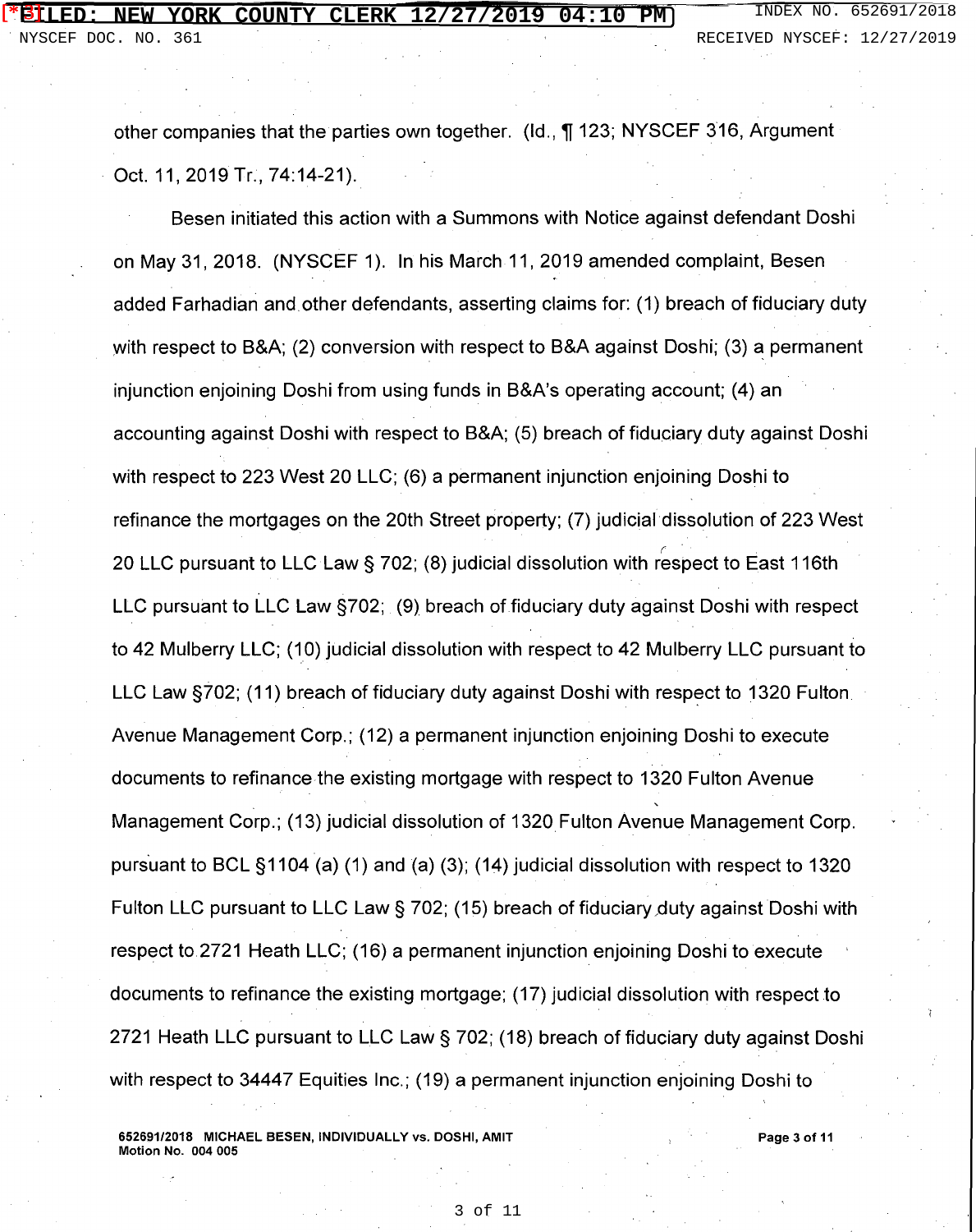other companies that the parties own together. (Id., ¶ 123; NYSCEF 316, Argument Oct. 11, 2019 Tr., 74:14-21).

Besen initiated this action with a Summons with Notice against defendant Doshi on May 31, 2018. (NYSCEF 1). In his March 11, 2019 amended complaint, Besen added Farhadian and other defendants, asserting claims for: (1) breach of fiduciary duty with respect to B&A; (2) conversion with respect to B&A against Doshi; (3) a permanent injunction enjoining Doshi from using funds in B&A's operating account; (4) an accounting against Doshi with respect to B&A; (5) breach of fiduciary duty against Doshi with respect to 223 West 20 LLC; (6) a permanent injunction enjoining Doshi to refinance the mortgages on the 20th Street property; (7) judicial dissolution of 223 West 20 LLC pursuant to LLC Law § 702; (8) judicial dissolution with respect to East 116th LLC pursuant to LLC Law §702; (9) breach of fiduciary duty against Doshi with respect to 42 Mulberry LLC; (10) judicial dissolution with respect to 42 Mulberry LLC pursuant to LLC Law §702; (11) breach of fiduciary duty against Doshi with respect to 1320 Fulton Avenue Management Corp.; (12) a permanent injunction enjoining Doshi to execute documents to refinance the existing mortgage with respect to 1320 Fulton Avenue Management Corp.; (13) judicial dissolution of 1320 Fulton Avenue Management Corp. pursuant to BCL §1104 (a) (1) and (a) (3); (14) judicial dissolution with respect to 1320 Fulton LLC pursuant to LLC Law § 702; (15) breach of fiduciary duty against Doshi with respect to 2721 Heath LLC; (16) a permanent injunction enjoining Doshi to execute documents to refinance the existing mortgage; (17) judicial dissolution with respect to 2721 Heath LLC pursuant to LLC Law § 702; (18) breach of fiduciary duty against Doshi with respect to 34447 Equities Inc.; (19) a permanent injunction enjoining Doshi to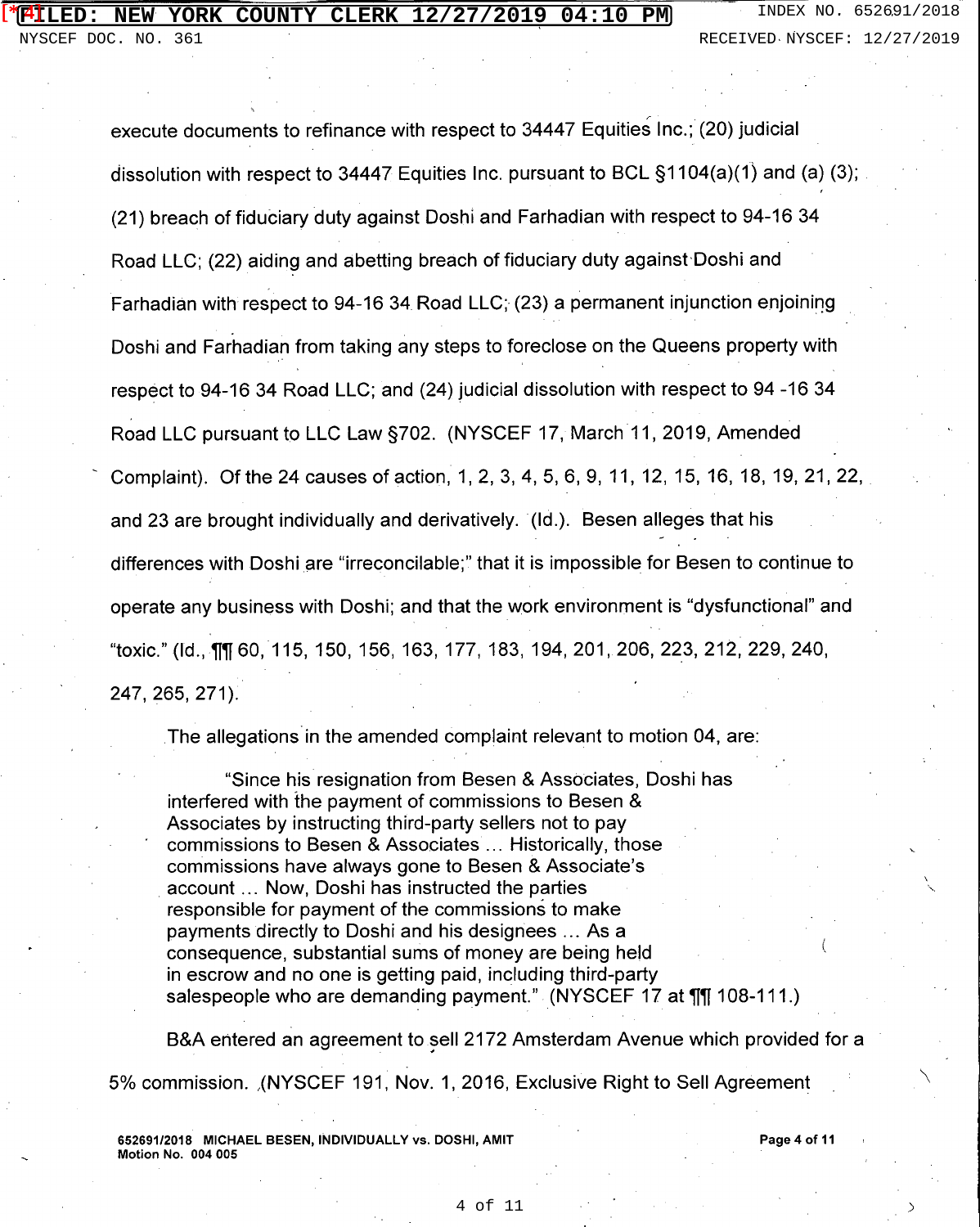execute documents to refinance with respect to 34447 Equities Inc.; (20) judicial dissolution with respect to 34447 Equities Inc. pursuant to BCL §1104(a)(1) and (a) (3); (21) breach of fiduciary duty against Doshi and Farhadian with respect to 94-16 34 Road LLC; (22) aiding and abetting breach of fiduciary duty against Doshi and Farhadian with respect to 94-16 34 Road LLC; (23) a permanent injunction enjoining Doshi and Farhadian from taking any steps to foreclose on the Queens property with respect to 94-16 34 Road LLC; and (24) judicial dissolution with respect to 94 -16 34 Road LLC pursuant to LLC Law §702. (NYSCEF 17, March 11, 2019, Amended Complaint). Of the 24 causes of action, 1, 2, 3, 4, 5, 6, 9, 11, 12, 15, 16, 18, 19, 21, 22, and 23 are brought individually and derivatively. (Id.). Besen alleges that his differences with Doshi are "irreconcilable;" that it is impossible for Besen to continue to operate any business with Doshi; and that the work environment is "dysfunctional" and "toxic." (Id., ¶¶ 60, 115, 150, 156, 163, 177, 183, 194, 201, 206, 223, 212, 229, 240, 247, 265, 271).

The allegations in the amended complaint relevant to motion 04, are:

> "Since his resignation from Besen & Associates, Doshi has interfered with the payment of commissions to Besen & Associates by instructing third-party sellers not to pay commissions to Besen & Associates ... Historically, those commissions have always gone to Besen & Associate's account ... Now, Doshi has instructed the parties responsible for payment of the commissions to make payments directly to Doshi and his designees ... As a consequence, substantial sums of money are being held in escrow and no one is getting paid, including third-party salespeople who are demanding payment." (NYSCEF 17 at ¶¶ 108-111.)

B&A entered an agreement to sell 2172 Amsterdam Avenue which provided for a 5% commission. (NYSCEF 191, Nov. 1, 2016, Exclusive Right to Sell Agreement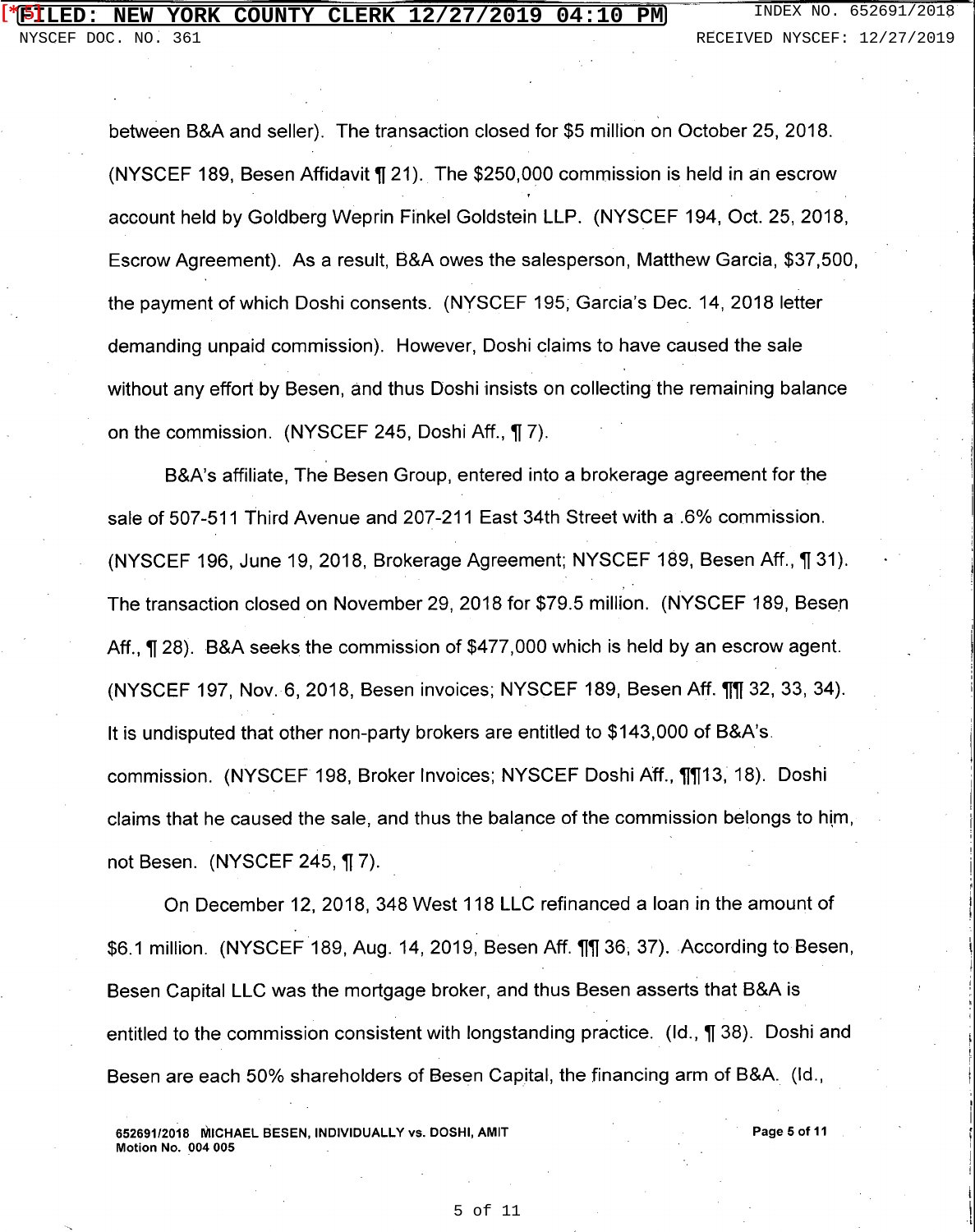between B&A and seller). The transaction closed for $5 million on October 25, 2018. (NYSCEF 189, Besen Affidavit ¶ 21). The $250,000 commission is held in an escrow account held by Goldberg Weprin Finkel Goldstein LLP. (NYSCEF 194, Oct. 25, 2018, Escrow Agreement). As a result, B&A owes the salesperson, Matthew Garcia, $37,500, the payment of which Doshi consents. (NYSCEF 195, Garcia's Dec. 14, 2018 letter demanding unpaid commission). However, Doshi claims to have caused the sale without any effort by Besen, and thus Doshi insists on collecting the remaining balance on the commission. (NYSCEF 245, Doshi Aff., ¶ 7).

B&A's affiliate, The Besen Group, entered into a brokerage agreement for the sale of 507-511 Third Avenue and 207-211 East 34th Street with a .6% commission. (NYSCEF 196, June 19, 2018, Brokerage Agreement; NYSCEF 189, Besen Aff., ¶ 31). The transaction closed on November 29, 2018 for $79.5 million. (NYSCEF 189, Besen Aff., ¶ 28). B&A seeks the commission of $477,000 which is held by an escrow agent. (NYSCEF 197, Nov. 6, 2018, Besen invoices; NYSCEF 189, Besen Aff. ¶¶ 32, 33, 34). It is undisputed that other non-party brokers are entitled to $143,000 of B&A's commission. (NYSCEF 198, Broker Invoices; NYSCEF Doshi Aff., ¶¶13, 18). Doshi claims that he caused the sale, and thus the balance of the commission belongs to him, not Besen. (NYSCEF 245, ¶ 7).

On December 12, 2018, 348 West 118 LLC refinanced a loan in the amount of $6.1 million. (NYSCEF 189, Aug. 14, 2019, Besen Aff. ¶¶ 36, 37). According to Besen, Besen Capital LLC was the mortgage broker, and thus Besen asserts that B&A is entitled to the commission consistent with longstanding practice. (Id., ¶ 38). Doshi and Besen are each 50% shareholders of Besen Capital, the financing arm of B&A. (Id.,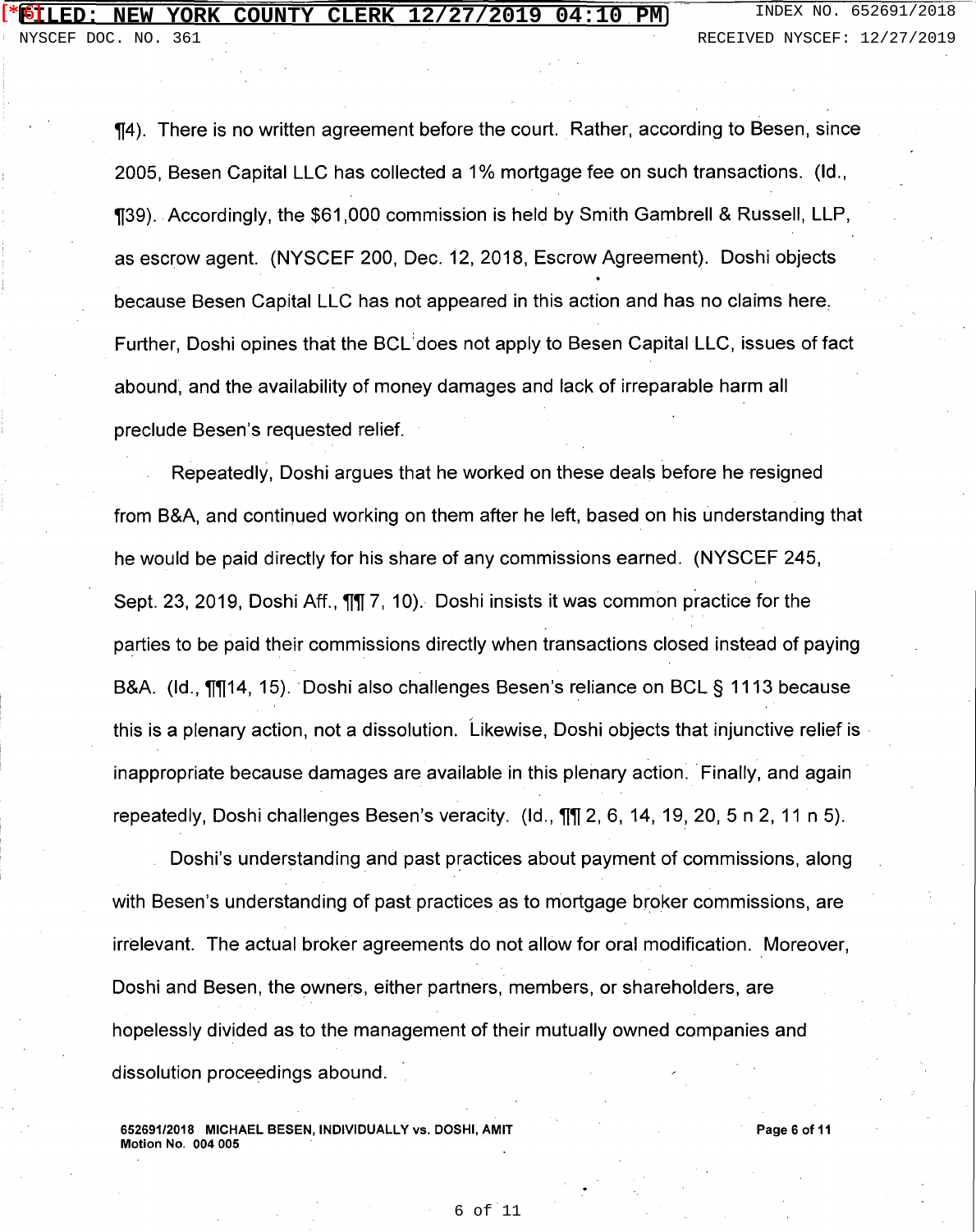¶4). There is no written agreement before the court. Rather, according to Besen, since 2005, Besen Capital LLC has collected a 1% mortgage fee on such transactions. (Id., ¶39). Accordingly, the $61,000 commission is held by Smith Gambrell & Russell, LLP, as escrow agent. (NYSCEF 200, Dec. 12, 2018, Escrow Agreement). Doshi objects because Besen Capital LLC has not appeared in this action and has no claims here. Further, Doshi opines that the BCL does not apply to Besen Capital LLC, issues of fact abound, and the availability of money damages and lack of irreparable harm all preclude Besen's requested relief.

Repeatedly, Doshi argues that he worked on these deals before he resigned from B&A, and continued working on them after he left, based on his understanding that he would be paid directly for his share of any commissions earned. (NYSCEF 245, Sept. 23, 2019, Doshi Aff., ¶¶ 7, 10). Doshi insists it was common practice for the parties to be paid their commissions directly when transactions closed instead of paying B&A. (Id., ¶¶14, 15). Doshi also challenges Besen's reliance on BCL § 1113 because this is a plenary action, not a dissolution. Likewise, Doshi objects that injunctive relief is inappropriate because damages are available in this plenary action. Finally, and again repeatedly, Doshi challenges Besen's veracity. (Id., ¶¶ 2, 6, 14, 19, 20, 5 n 2, 11 n 5).

Doshi's understanding and past practices about payment of commissions, along with Besen's understanding of past practices as to mortgage broker commissions, are irrelevant. The actual broker agreements do not allow for oral modification. Moreover, Doshi and Besen, the owners, either partners, members, or shareholders, are hopelessly divided as to the management of their mutually owned companies and dissolution proceedings abound.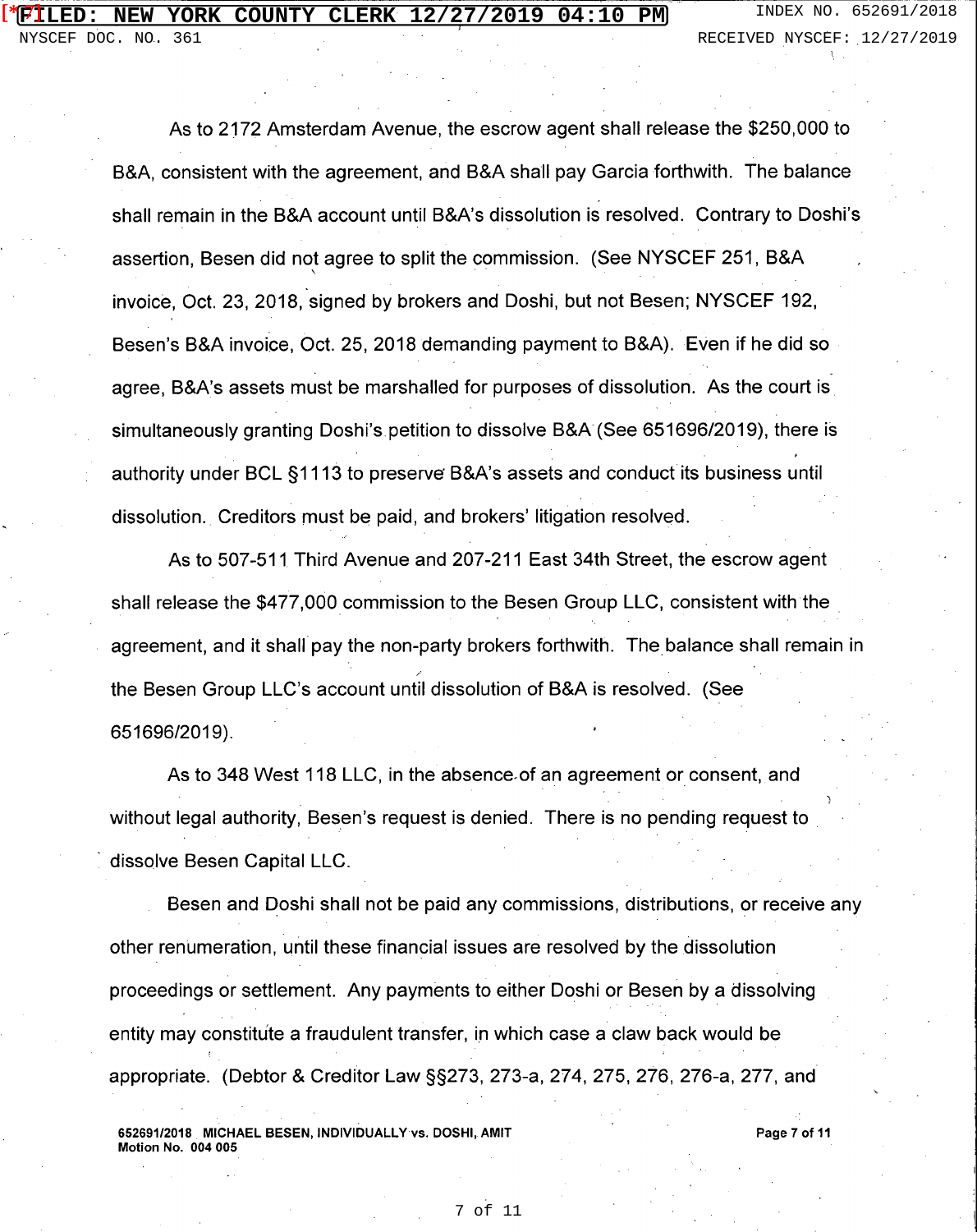As to 2172 Amsterdam Avenue, the escrow agent shall release the $250,000 to B&A, consistent with the agreement, and B&A shall pay Garcia forthwith. The balance shall remain in the B&A account until B&A's dissolution is resolved. Contrary to Doshi's assertion, Besen did not agree to split the commission. (See NYSCEF 251, B&A invoice, Oct. 23, 2018, signed by brokers and Doshi, but not Besen; NYSCEF 192, Besen's B&A invoice, Oct. 25, 2018 demanding payment to B&A). Even if he did so agree, B&A's assets must be marshalled for purposes of dissolution. As the court is simultaneously granting Doshi's petition to dissolve B&A (See 651696/2019), there is authority under BCL §1113 to preserve B&A's assets and conduct its business until dissolution. Creditors must be paid, and brokers' litigation resolved.

As to 507-511 Third Avenue and 207-211 East 34th Street, the escrow agent shall release the $477,000 commission to the Besen Group LLC, consistent with the agreement, and it shall pay the non-party brokers forthwith. The balance shall remain in the Besen Group LLC's account until dissolution of B&A is resolved. (See 651696/2019).

As to 348 West 118 LLC, in the absence of an agreement or consent, and without legal authority, Besen's request is denied. There is no pending request to dissolve Besen Capital LLC.

Besen and Doshi shall not be paid any commissions, distributions, or receive any other renumeration, until these financial issues are resolved by the dissolution proceedings or settlement. Any payments to either Doshi or Besen by a dissolving entity may constitute a fraudulent transfer, in which case a claw back would be appropriate. (Debtor & Creditor Law §§273, 273-a, 274, 275, 276, 276-a, 277, and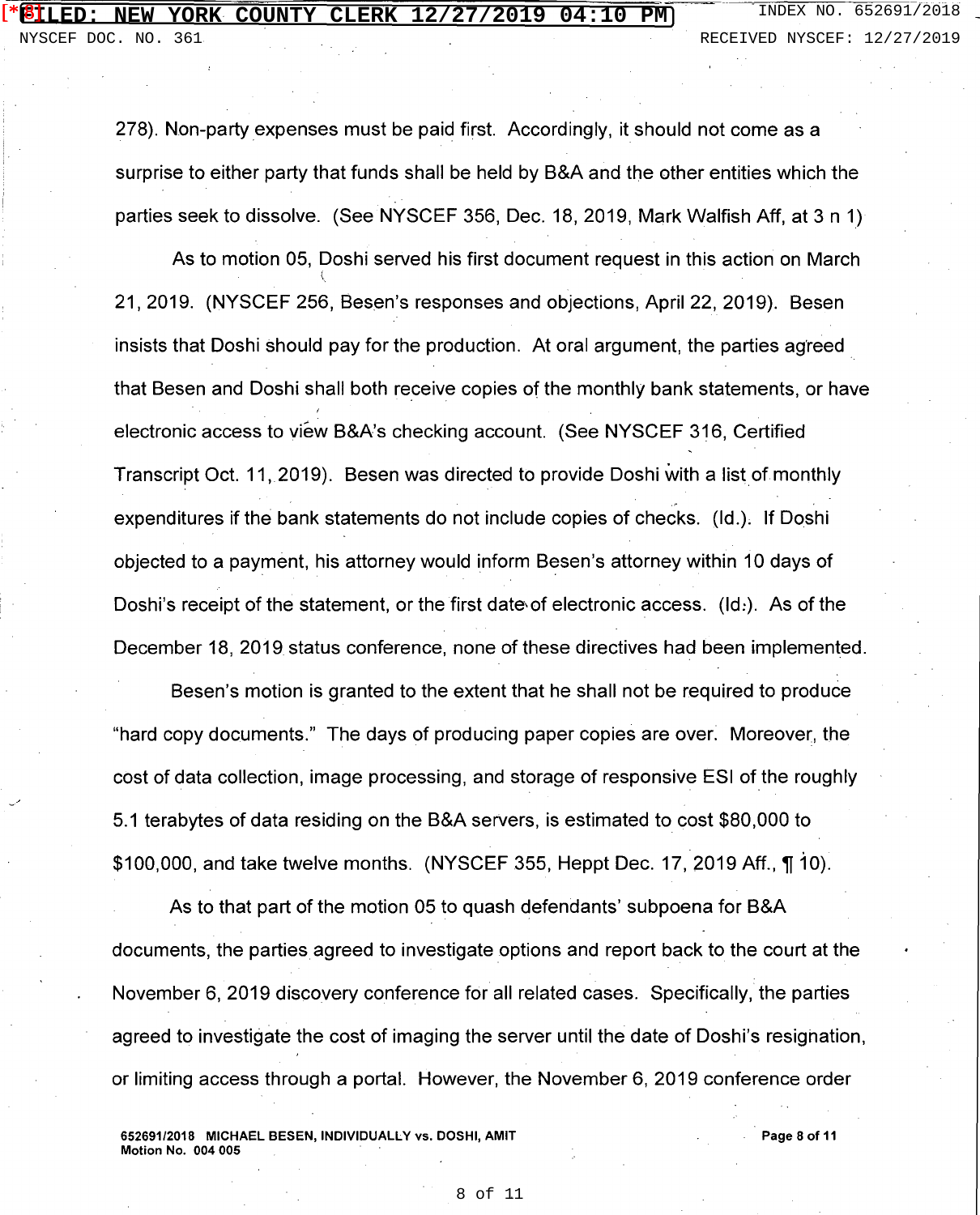278). Non-party expenses must be paid first. Accordingly, it should not come as a surprise to either party that funds shall be held by B&A and the other entities which the parties seek to dissolve. (See NYSCEF 356, Dec. 18, 2019, Mark Walfish Aff, at 3 n 1)

As to motion 05, Doshi served his first document request in this action on March 21, 2019. (NYSCEF 256, Besen's responses and objections, April 22, 2019). Besen insists that Doshi should pay for the production. At oral argument, the parties agreed that Besen and Doshi shall both receive copies of the monthly bank statements, or have electronic access to view B&A's checking account. (See NYSCEF 316, Certified Transcript Oct. 11, 2019). Besen was directed to provide Doshi with a list of monthly expenditures if the bank statements do not include copies of checks. (Id.). If Doshi objected to a payment, his attorney would inform Besen's attorney within 10 days of Doshi's receipt of the statement, or the first date of electronic access. (Id.). As of the December 18, 2019 status conference, none of these directives had been implemented.

Besen's motion is granted to the extent that he shall not be required to produce "hard copy documents." The days of producing paper copies are over. Moreover, the cost of data collection, image processing, and storage of responsive ESI of the roughly 5.1 terabytes of data residing on the B&A servers, is estimated to cost $80,000 to $100,000, and take twelve months. (NYSCEF 355, Heppt Dec. 17, 2019 Aff., ¶ 10).

As to that part of the motion 05 to quash defendants' subpoena for B&A documents, the parties agreed to investigate options and report back to the court at the November 6, 2019 discovery conference for all related cases. Specifically, the parties agreed to investigate the cost of imaging the server until the date of Doshi's resignation, or limiting access through a portal. However, the November 6, 2019 conference order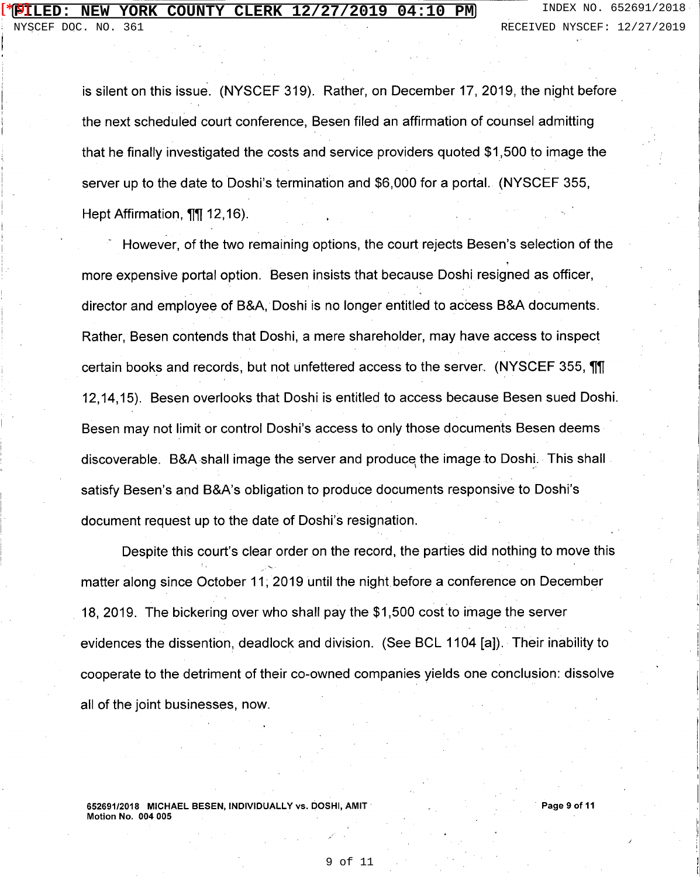is silent on this issue. (NYSCEF 319). Rather, on December 17, 2019, the night before the next scheduled court conference, Besen filed an affirmation of counsel admitting that he finally investigated the costs and service providers quoted $1,500 to image the server up to the date to Doshi's termination and $6,000 for a portal. (NYSCEF 355, Hept Affirmation, ¶¶ 12,16).

However, of the two remaining options, the court rejects Besen's selection of the more expensive portal option. Besen insists that because Doshi resigned as officer, director and employee of B&A, Doshi is no longer entitled to access B&A documents. Rather, Besen contends that Doshi, a mere shareholder, may have access to inspect certain books and records, but not unfettered access to the server. (NYSCEF 355, ¶¶ 12,14,15). Besen overlooks that Doshi is entitled to access because Besen sued Doshi. Besen may not limit or control Doshi's access to only those documents Besen deems discoverable. B&A shall image the server and produce the image to Doshi. This shall satisfy Besen's and B&A's obligation to produce documents responsive to Doshi's document request up to the date of Doshi's resignation.

Despite this court's clear order on the record, the parties did nothing to move this matter along since October 11, 2019 until the night before a conference on December 18, 2019. The bickering over who shall pay the $1,500 cost to image the server evidences the dissention, deadlock and division. (See BCL 1104 [a]). Their inability to cooperate to the detriment of their co-owned companies yields one conclusion: dissolve all of the joint businesses, now.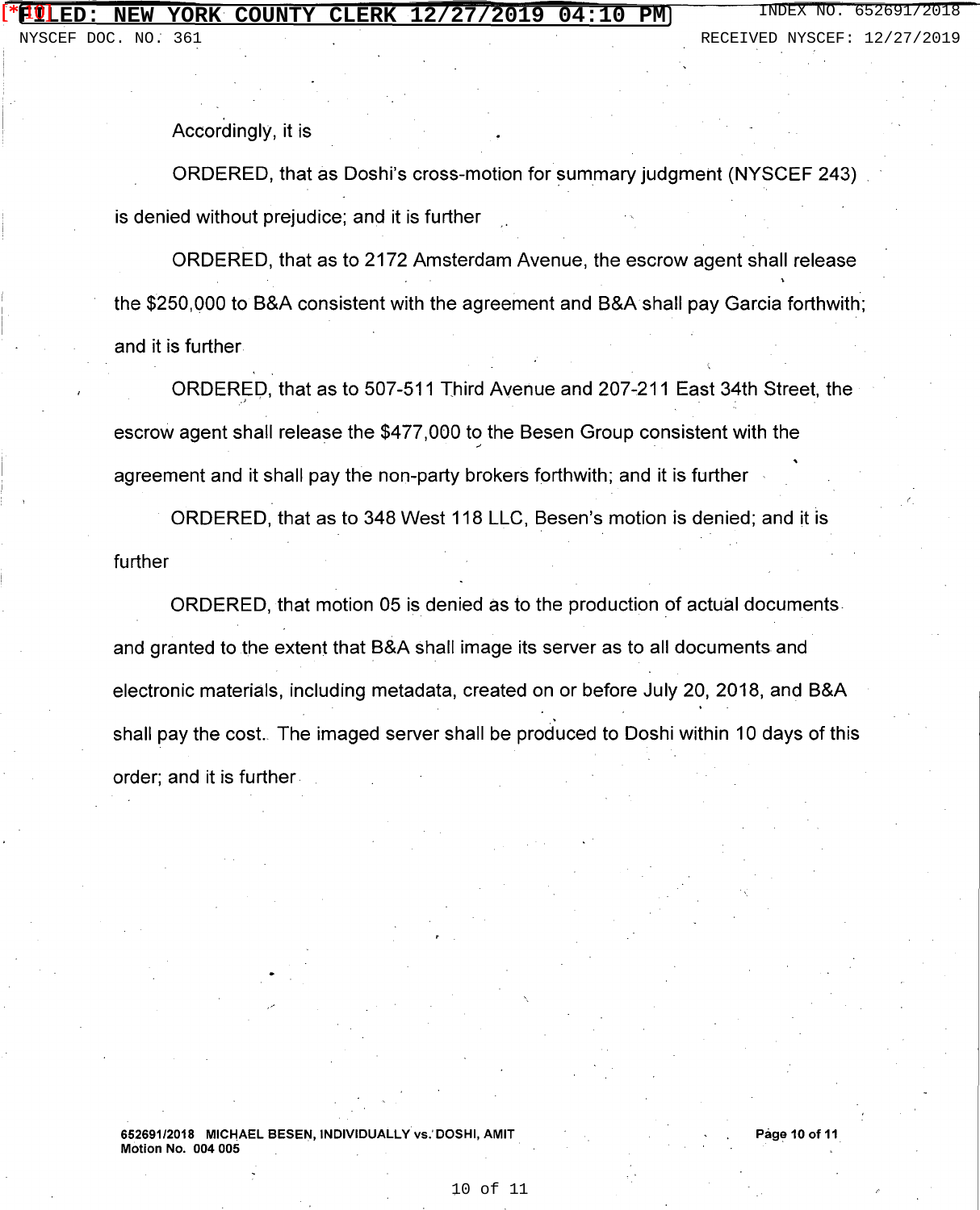Accordingly, it is

ORDERED, that as Doshi's cross-motion for summary judgment (NYSCEF 243) is denied without prejudice; and it is further

ORDERED, that as to 2172 Amsterdam Avenue, the escrow agent shall release the $250,000 to B&A consistent with the agreement and B&A shall pay Garcia forthwith; and it is further

ORDERED, that as to 507-511 Third Avenue and 207-211 East 34th Street, the escrow agent shall release the $477,000 to the Besen Group consistent with the agreement and it shall pay the non-party brokers forthwith; and it is further

ORDERED, that as to 348 West 118 LLC, Besen's motion is denied; and it is further

ORDERED, that motion 05 is denied as to the production of actual documents and granted to the extent that B&A shall image its server as to all documents and electronic materials, including metadata, created on or before July 20, 2018, and B&A shall pay the cost. The imaged server shall be produced to Doshi within 10 days of this order; and it is further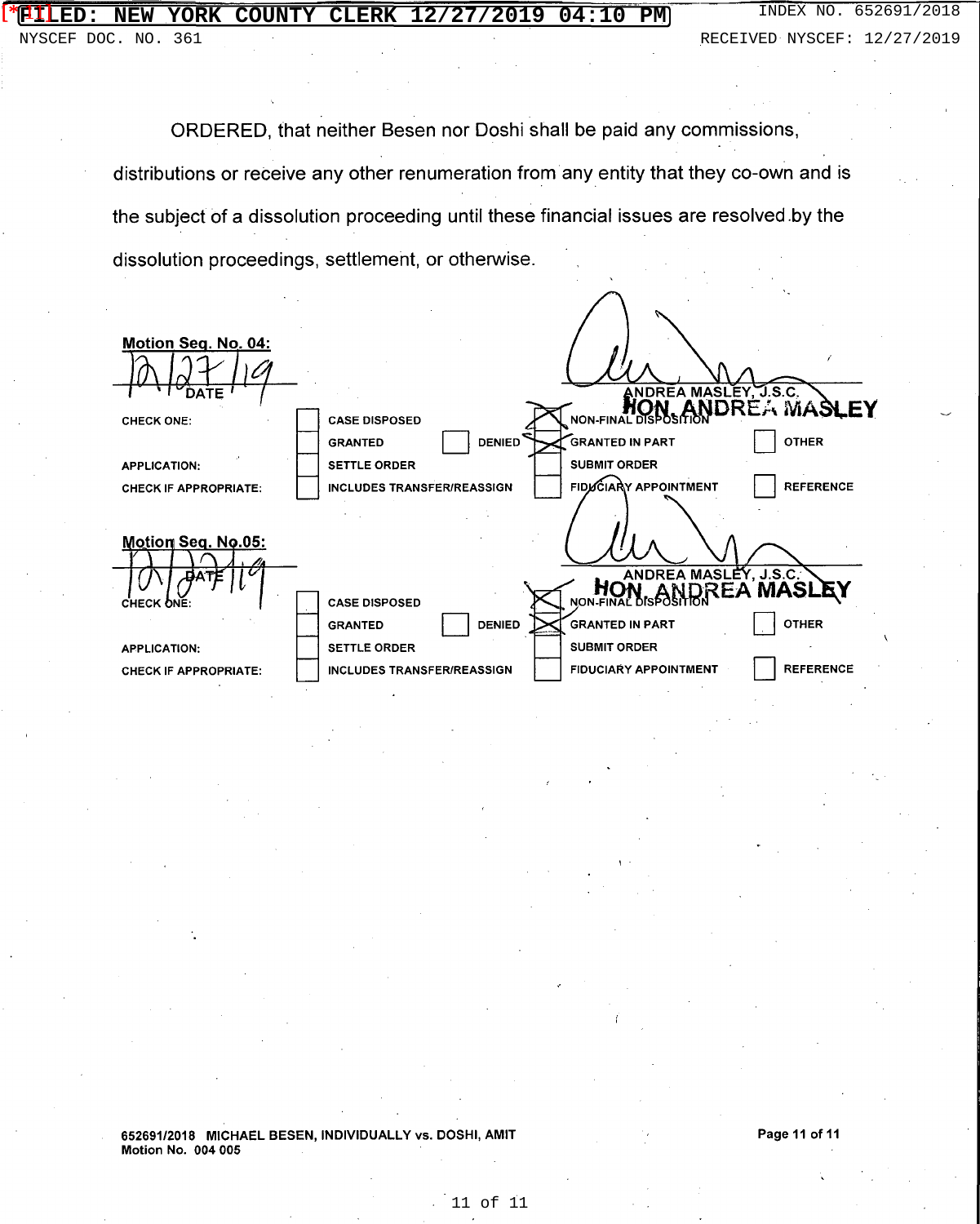ORDERED, that neither Besen nor Doshi shall be paid any commissions, distributions or receive any other renumeration from any entity that they co-own and is the subject of a dissolution proceeding until these financial issues are resolved by the dissolution proceedings, settlement, or otherwise.

**Motion Seq. No. 04:**

12/27/19
DATE

ANDREA MASLEY, J.S.C.
HON. ANDREA MASLEY

| | | | | |
|---|---|---|---|---|
| CHECK ONE: | ☐ CASE DISPOSED | | ☒ NON-FINAL DISPOSITION | |
| | ☐ GRANTED | ☐ DENIED | ☒ GRANTED IN PART | ☐ OTHER |
| APPLICATION: | ☐ SETTLE ORDER | | ☐ SUBMIT ORDER | |
| CHECK IF APPROPRIATE: | ☐ INCLUDES TRANSFER/REASSIGN | | ☐ FIDUCIARY APPOINTMENT | ☐ REFERENCE |

**Motion Seq. No.05:**

12/27/19
DATE

ANDREA MASLEY, J.S.C.
HON. ANDREA MASLEY

| | | | | |
|---|---|---|---|---|
| CHECK ONE: | ☐ CASE DISPOSED | | ☒ NON-FINAL DISPOSITION | |
| | ☐ GRANTED | ☐ DENIED | ☒ GRANTED IN PART | ☐ OTHER |
| APPLICATION: | ☐ SETTLE ORDER | | ☐ SUBMIT ORDER | |
| CHECK IF APPROPRIATE: | ☐ INCLUDES TRANSFER/REASSIGN | | ☐ FIDUCIARY APPOINTMENT | ☐ REFERENCE |

652691/2018 MICHAEL BESEN, INDIVIDUALLY vs. DOSHI, AMIT
Motion No. 004 005